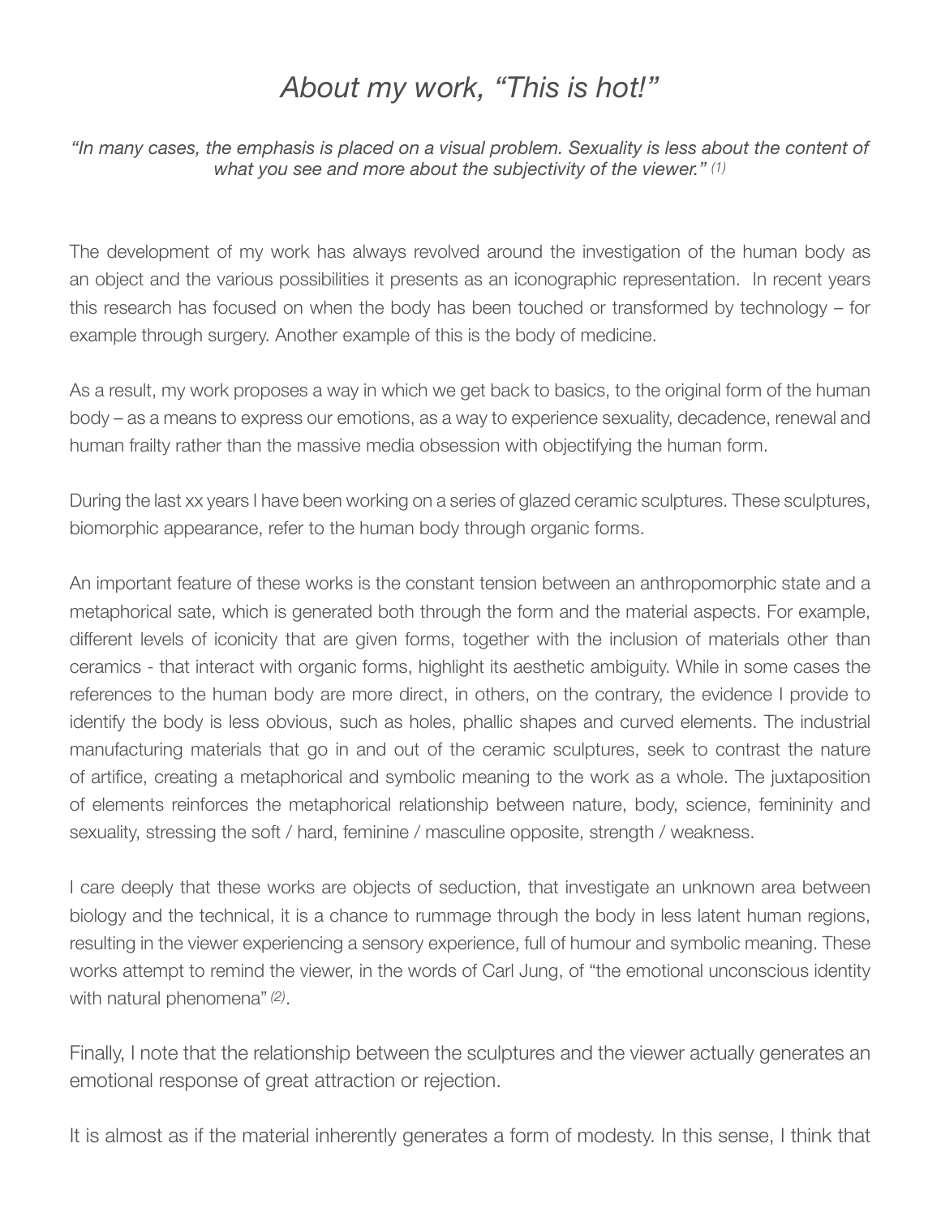# *About my work, "This is hot!"*

*"In many cases, the emphasis is placed on a visual problem. Sexuality is less about the content of what you see and more about the subjectivity of the viewer."* *(1)*

The development of my work has always revolved around the investigation of the human body as an object and the various possibilities it presents as an iconographic representation. In recent years this research has focused on when the body has been touched or transformed by technology – for example through surgery. Another example of this is the body of medicine.

As a result, my work proposes a way in which we get back to basics, to the original form of the human body – as a means to express our emotions, as a way to experience sexuality, decadence, renewal and human frailty rather than the massive media obsession with objectifying the human form.

During the last xx years I have been working on a series of glazed ceramic sculptures. These sculptures, biomorphic appearance, refer to the human body through organic forms.

An important feature of these works is the constant tension between an anthropomorphic state and a metaphorical sate, which is generated both through the form and the material aspects. For example, different levels of iconicity that are given forms, together with the inclusion of materials other than ceramics - that interact with organic forms, highlight its aesthetic ambiguity. While in some cases the references to the human body are more direct, in others, on the contrary, the evidence I provide to identify the body is less obvious, such as holes, phallic shapes and curved elements. The industrial manufacturing materials that go in and out of the ceramic sculptures, seek to contrast the nature of artifice, creating a metaphorical and symbolic meaning to the work as a whole. The juxtaposition of elements reinforces the metaphorical relationship between nature, body, science, femininity and sexuality, stressing the soft / hard, feminine / masculine opposite, strength / weakness.

I care deeply that these works are objects of seduction, that investigate an unknown area between biology and the technical, it is a chance to rummage through the body in less latent human regions, resulting in the viewer experiencing a sensory experience, full of humour and symbolic meaning. These works attempt to remind the viewer, in the words of Carl Jung, of "the emotional unconscious identity with natural phenomena" *(2)*.

Finally, I note that the relationship between the sculptures and the viewer actually generates an emotional response of great attraction or rejection.

It is almost as if the material inherently generates a form of modesty. In this sense, I think that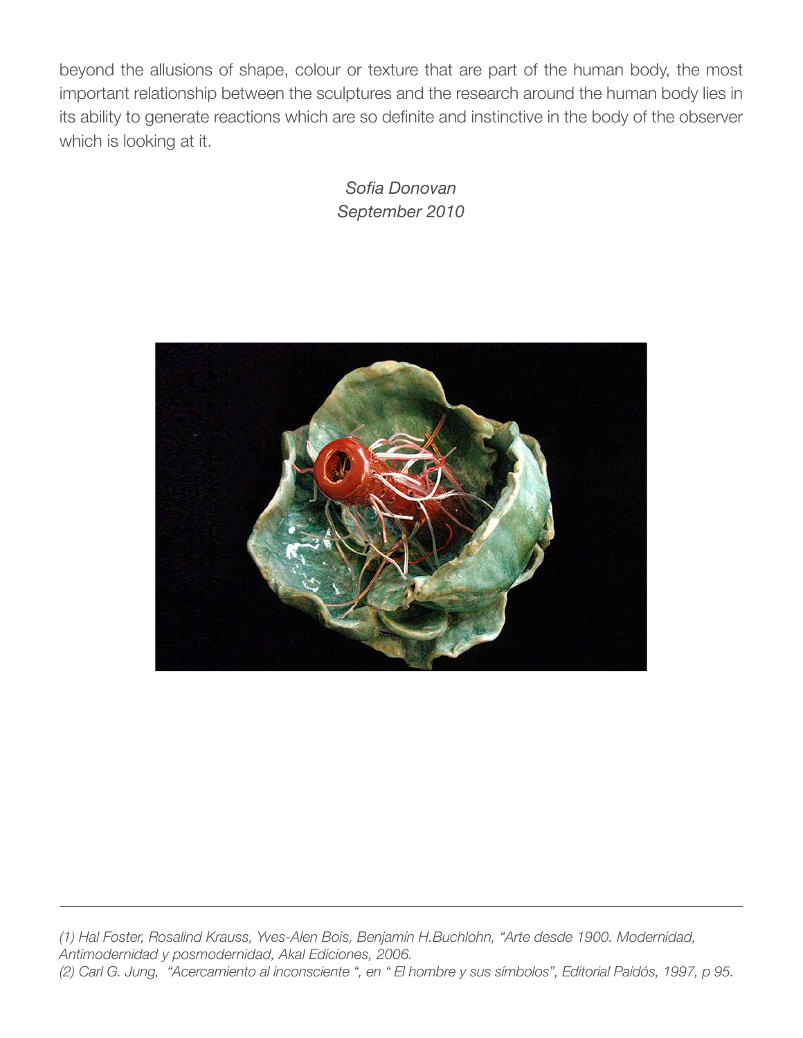beyond the allusions of shape, colour or texture that are part of the human body, the most important relationship between the sculptures and the research around the human body lies in its ability to generate reactions which are so definite and instinctive in the body of the observer which is looking at it.

*Sofia Donovan*
*September 2010*

---

*(1) Hal Foster, Rosalind Krauss, Yves-Alen Bois, Benjamín H.Buchlohn, "Arte desde 1900. Modernidad, Antimodernidad y posmodernidad, Akal Ediciones, 2006.*
*(2) Carl G. Jung, "Acercamiento al inconsciente ", en " El hombre y sus símbolos", Editorial Paidós, 1997, p 95.*